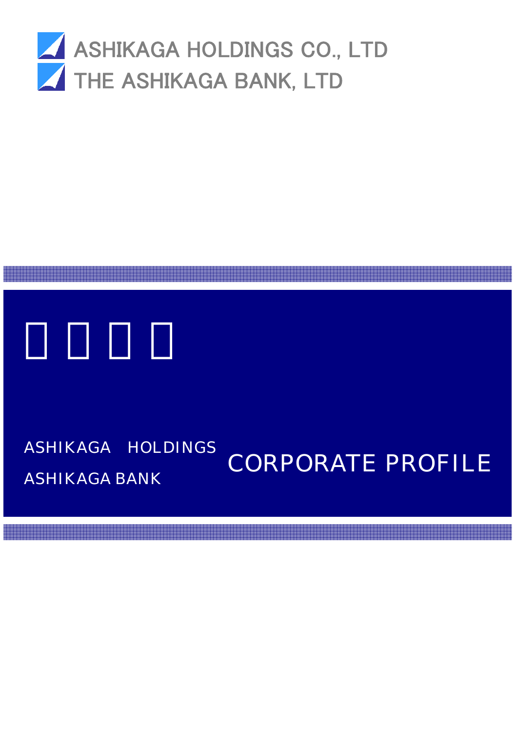ASHIKAGA HOLDINGS CO., LTD

THE ASHIKAGA BANK, LTD

ASHIKAGA HOLDINGS

ASHIKAGA BANK

# CORPORATE PROFILE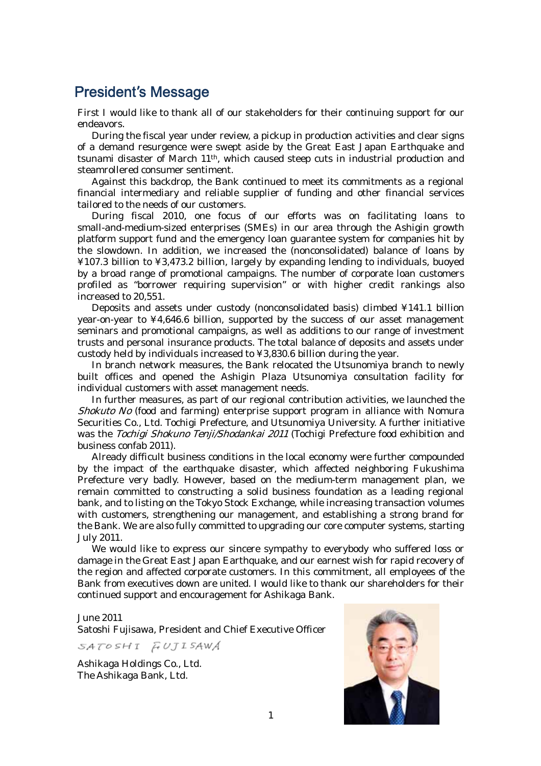## President's Message

First I would like to thank all of our stakeholders for their continuing support for our endeavors.

During the fiscal year under review, a pickup in production activities and clear signs of a demand resurgence were swept aside by the Great East Japan Earthquake and tsunami disaster of March 11th, which caused steep cuts in industrial production and steamrollered consumer sentiment.

Against this backdrop, the Bank continued to meet its commitments as a regional financial intermediary and reliable supplier of funding and other financial services tailored to the needs of our customers.

During fiscal 2010, one focus of our efforts was on facilitating loans to small-and-medium-sized enterprises (SMEs) in our area through the Ashigin growth platform support fund and the emergency loan guarantee system for companies hit by the slowdown. In addition, we increased the (nonconsolidated) balance of loans by ¥107.3 billion to ¥3,473.2 billion, largely by expanding lending to individuals, buoyed by a broad range of promotional campaigns. The number of corporate loan customers profiled as "borrower requiring supervision" or with higher credit rankings also increased to 20,551.

Deposits and assets under custody (nonconsolidated basis) climbed ¥141.1 billion year-on-year to ¥4,646.6 billion, supported by the success of our asset management seminars and promotional campaigns, as well as additions to our range of investment trusts and personal insurance products. The total balance of deposits and assets under custody held by individuals increased to ¥3,830.6 billion during the year.

In branch network measures, the Bank relocated the Utsunomiya branch to newly built offices and opened the Ashigin Plaza Utsunomiya consultation facility for individual customers with asset management needs.

In further measures, as part of our regional contribution activities, we launched the *Shokuto No* (food and farming) enterprise support program in alliance with Nomura Securities Co., Ltd. Tochigi Prefecture, and Utsunomiya University. A further initiative was the *Tochigi Shokuno Tenji/Shodankai 2011* (Tochigi Prefecture food exhibition and business confab 2011).

Already difficult business conditions in the local economy were further compounded by the impact of the earthquake disaster, which affected neighboring Fukushima Prefecture very badly. However, based on the medium-term management plan, we remain committed to constructing a solid business foundation as a leading regional bank, and to listing on the Tokyo Stock Exchange, while increasing transaction volumes with customers, strengthening our management, and establishing a strong brand for the Bank. We are also fully committed to upgrading our core computer systems, starting July 2011.

We would like to express our sincere sympathy to everybody who suffered loss or damage in the Great East Japan Earthquake, and our earnest wish for rapid recovery of the region and affected corporate customers. In this commitment, all employees of the Bank from executives down are united. I would like to thank our shareholders for their continued support and encouragement for Ashikaga Bank.

June 2011
Satoshi Fujisawa, President and Chief Executive Officer

SATOSHI FUJISAWA

Ashikaga Holdings Co., Ltd.
The Ashikaga Bank, Ltd.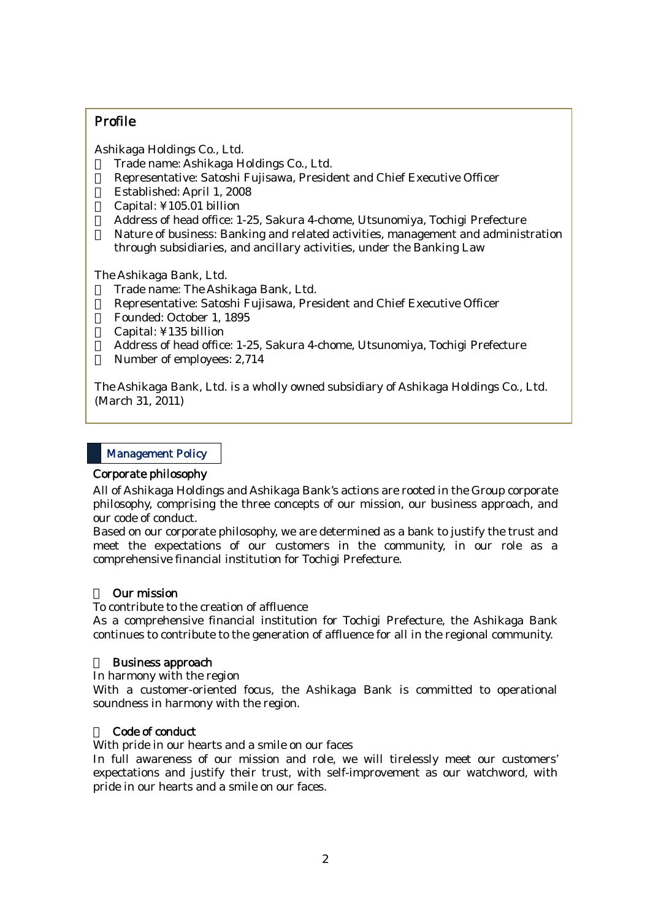## Profile

Ashikaga Holdings Co., Ltd.

- Trade name: Ashikaga Holdings Co., Ltd.
- Representative: Satoshi Fujisawa, President and Chief Executive Officer
- Established: April 1, 2008
- Capital: ¥105.01 billion
- Address of head office: 1-25, Sakura 4-chome, Utsunomiya, Tochigi Prefecture
- Nature of business: Banking and related activities, management and administration through subsidiaries, and ancillary activities, under the Banking Law

The Ashikaga Bank, Ltd.

- Trade name: The Ashikaga Bank, Ltd.
- Representative: Satoshi Fujisawa, President and Chief Executive Officer
- Founded: October 1, 1895
- Capital: ¥135 billion
- Address of head office: 1-25, Sakura 4-chome, Utsunomiya, Tochigi Prefecture
- Number of employees: 2,714

The Ashikaga Bank, Ltd. is a wholly owned subsidiary of Ashikaga Holdings Co., Ltd. (March 31, 2011)

## Management Policy

### Corporate philosophy

All of Ashikaga Holdings and Ashikaga Bank's actions are rooted in the Group corporate philosophy, comprising the three concepts of our mission, our business approach, and our code of conduct.

Based on our corporate philosophy, we are determined as a bank to justify the trust and meet the expectations of our customers in the community, in our role as a comprehensive financial institution for Tochigi Prefecture.

#### Our mission

To contribute to the creation of affluence

As a comprehensive financial institution for Tochigi Prefecture, the Ashikaga Bank continues to contribute to the generation of affluence for all in the regional community.

#### Business approach

In harmony with the region

With a customer-oriented focus, the Ashikaga Bank is committed to operational soundness in harmony with the region.

#### Code of conduct

With pride in our hearts and a smile on our faces

In full awareness of our mission and role, we will tirelessly meet our customers' expectations and justify their trust, with self-improvement as our watchword, with pride in our hearts and a smile on our faces.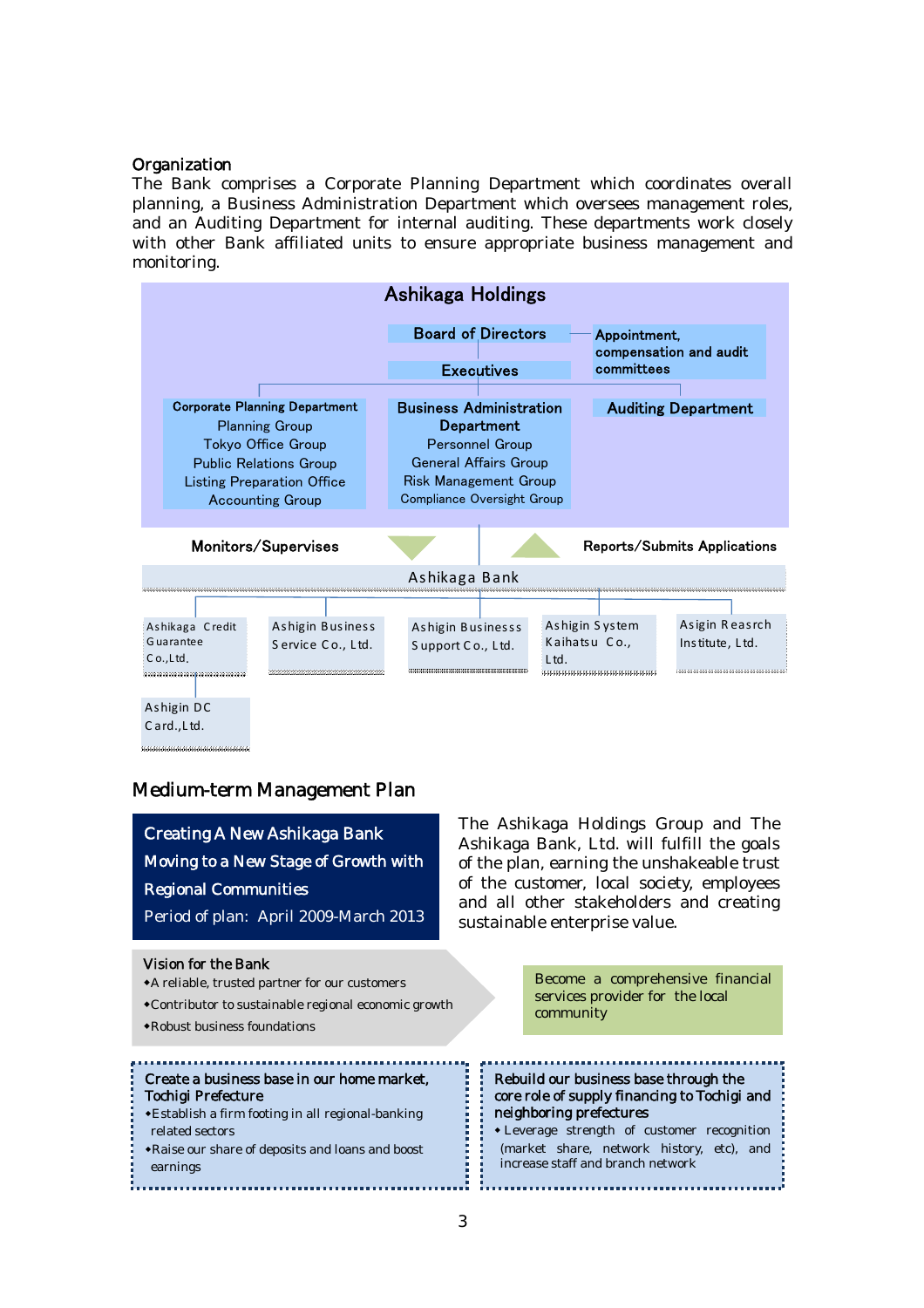## Organization

The Bank comprises a Corporate Planning Department which coordinates overall planning, a Business Administration Department which oversees management roles, and an Auditing Department for internal auditing. These departments work closely with other Bank affiliated units to ensure appropriate business management and monitoring.

**Ashikaga Holdings**

- Board of Directors
  - Appointment, compensation and audit committees
- Executives
  - **Corporate Planning Department**
    - Planning Group
    - Tokyo Office Group
    - Public Relations Group
    - Listing Preparation Office
    - Accounting Group
  - **Business Administration Department**
    - Personnel Group
    - General Affairs Group
    - Risk Management Group
    - Compliance Oversight Group
  - **Auditing Department**

Monitors/Supervises — Reports/Submits Applications

**Ashikaga Bank**

- Ashikaga Credit Guarantee Co.,Ltd.
  - Ashigin DC Card.,Ltd.
- Ashigin Business Service Co., Ltd.
- Ashigin Businesss Support Co., Ltd.
- Ashigin System Kaihatsu Co., Ltd.
- Asigin Reasrch Institute, Ltd.

## Medium-term Management Plan

**Creating A New Ashikaga Bank**
**Moving to a New Stage of Growth with Regional Communities**
Period of plan: April 2009-March 2013

The Ashikaga Holdings Group and The Ashikaga Bank, Ltd. will fulfill the goals of the plan, earning the unshakeable trust of the customer, local society, employees and all other stakeholders and creating sustainable enterprise value.

**Vision for the Bank**

- A reliable, trusted partner for our customers
- Contributor to sustainable regional economic growth
- Robust business foundations

Become a comprehensive financial services provider for the local community

**Create a business base in our home market, Tochigi Prefecture**

- Establish a firm footing in all regional-banking related sectors
- Raise our share of deposits and loans and boost earnings

**Rebuild our business base through the core role of supply financing to Tochigi and neighboring prefectures**

- Leverage strength of customer recognition (market share, network history, etc), and increase staff and branch network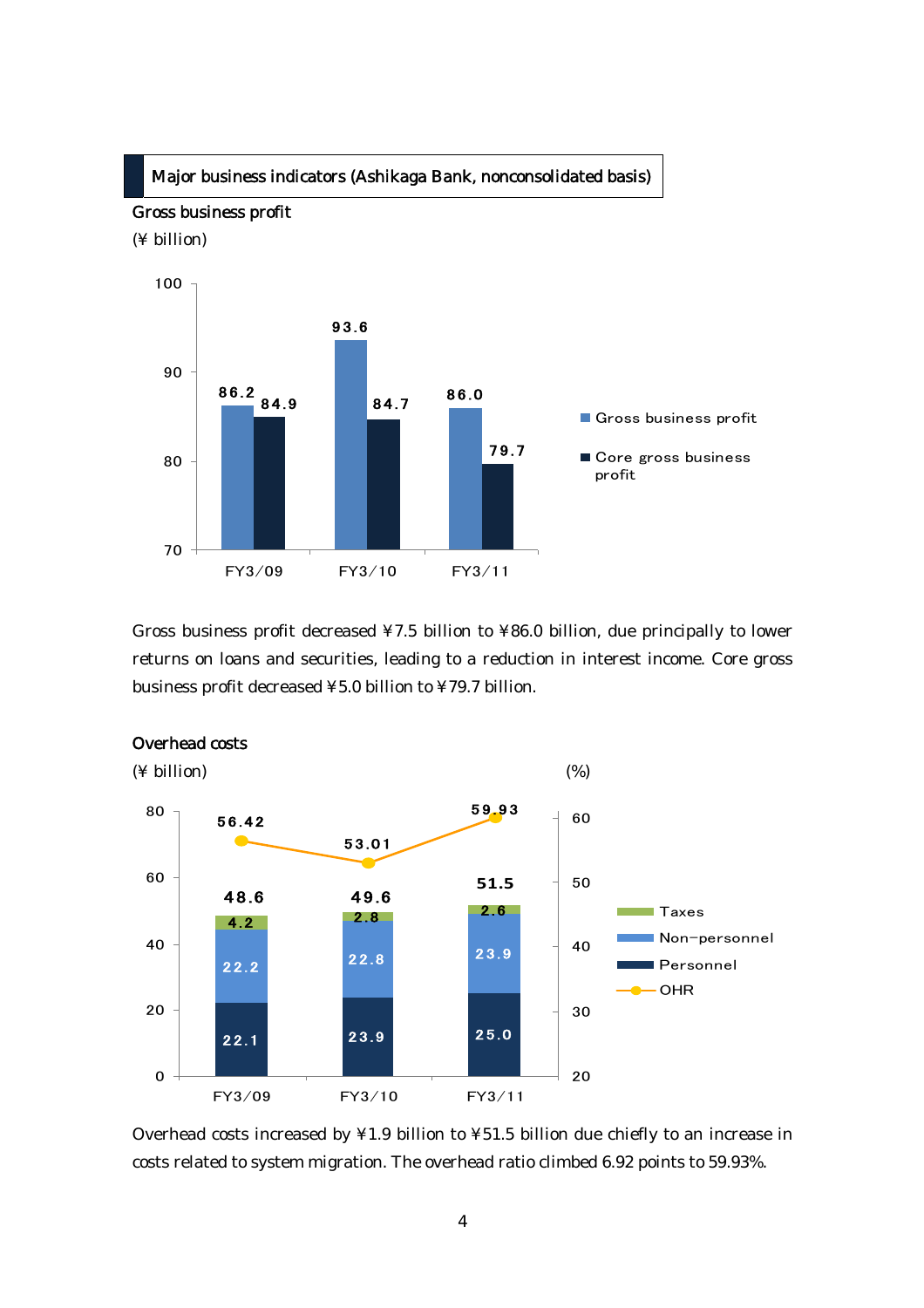## Major business indicators (Ashikaga Bank, nonconsolidated basis)

### Gross business profit

(¥ billion)

| | FY3/09 | FY3/10 | FY3/11 |
|---|---|---|---|
| Gross business profit | 86.2 | 93.6 | 86.0 |
| Core gross business profit | 84.9 | 84.7 | 79.7 |

Gross business profit decreased ¥7.5 billion to ¥86.0 billion, due principally to lower returns on loans and securities, leading to a reduction in interest income. Core gross business profit decreased ¥5.0 billion to ¥79.7 billion.

### Overhead costs

(¥ billion) (%)

| | FY3/09 | FY3/10 | FY3/11 |
|---|---|---|---|
| Taxes | 4.2 | 2.8 | 2.6 |
| Non-personnel | 22.2 | 22.8 | 23.9 |
| Personnel | 22.1 | 23.9 | 25.0 |
| Total | 48.6 | 49.6 | 51.5 |
| OHR (%) | 56.42 | 53.01 | 59.93 |

Overhead costs increased by ¥1.9 billion to ¥51.5 billion due chiefly to an increase in costs related to system migration. The overhead ratio climbed 6.92 points to 59.93%.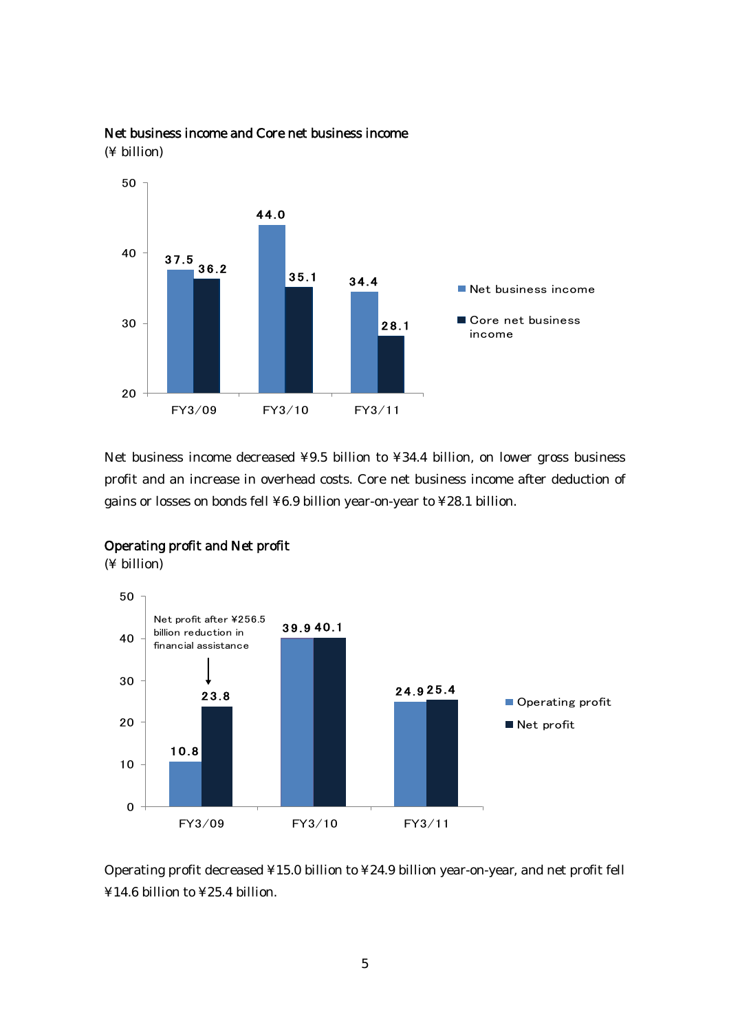### Net business income and Core net business income

(¥ billion)

| | FY3/09 | FY3/10 | FY3/11 |
|---|---|---|---|
| Net business income | 37.5 | 44.0 | 34.4 |
| Core net business income | 36.2 | 35.1 | 28.1 |

Net business income decreased ¥9.5 billion to ¥34.4 billion, on lower gross business profit and an increase in overhead costs. Core net business income after deduction of gains or losses on bonds fell ¥6.9 billion year-on-year to ¥28.1 billion.

### Operating profit and Net profit

(¥ billion)

| | FY3/09 | FY3/10 | FY3/11 |
|---|---|---|---|
| Operating profit | 10.8 | 39.9 | 24.9 |
| Net profit | 23.8 | 40.1 | 25.4 |

Net profit after ¥256.5 billion reduction in financial assistance (FY3/09)

Operating profit decreased ¥15.0 billion to ¥24.9 billion year-on-year, and net profit fell ¥14.6 billion to ¥25.4 billion.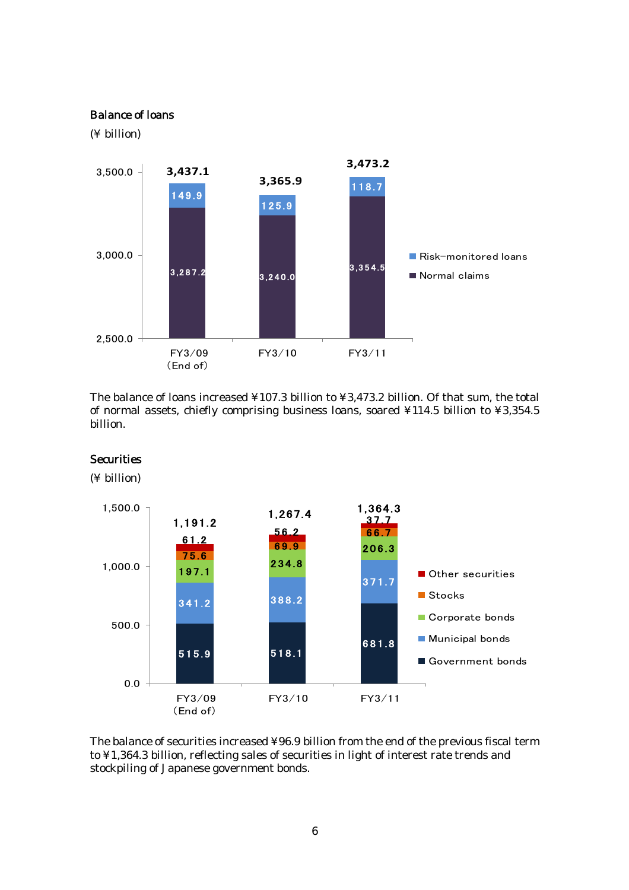### Balance of loans

(¥ billion)

| | FY3/09 (End of) | FY3/10 | FY3/11 |
|---|---|---|---|
| Risk-monitored loans | 149.9 | 125.9 | 118.7 |
| Normal claims | 3,287.2 | 3,240.0 | 3,354.5 |
| Total | 3,437.1 | 3,365.9 | 3,473.2 |

The balance of loans increased ¥107.3 billion to ¥3,473.2 billion. Of that sum, the total of normal assets, chiefly comprising business loans, soared ¥114.5 billion to ¥3,354.5 billion.

### Securities

(¥ billion)

| | FY3/09 (End of) | FY3/10 | FY3/11 |
|---|---|---|---|
| Other securities | 61.2 | 56.2 | 37.7 |
| Stocks | 75.6 | 69.9 | 66.7 |
| Corporate bonds | 197.1 | 234.8 | 206.3 |
| Municipal bonds | 341.2 | 388.2 | 371.7 |
| Government bonds | 515.9 | 518.1 | 681.8 |
| Total | 1,191.2 | 1,267.4 | 1,364.3 |

The balance of securities increased ¥96.9 billion from the end of the previous fiscal term to ¥1,364.3 billion, reflecting sales of securities in light of interest rate trends and stockpiling of Japanese government bonds.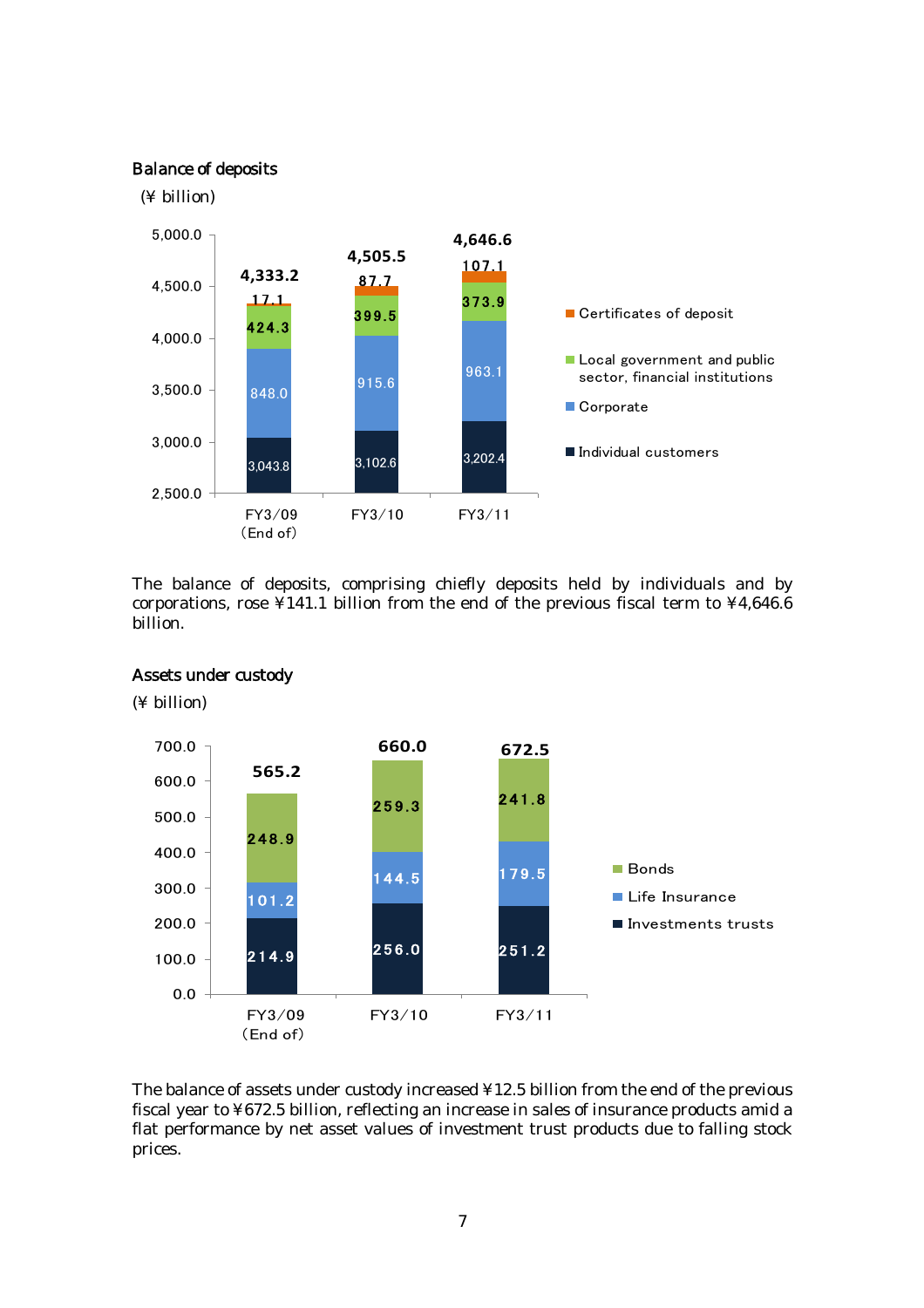### Balance of deposits

(¥ billion)

| | FY3/09 (End of) | FY3/10 | FY3/11 |
|---|---|---|---|
| Certificates of deposit | 17.1 | 87.7 | 107.1 |
| Local government and public sector, financial institutions | 424.3 | 399.5 | 373.9 |
| Corporate | 848.0 | 915.6 | 963.1 |
| Individual customers | 3,043.8 | 3,102.6 | 3,202.4 |
| Total | 4,333.2 | 4,505.5 | 4,646.6 |

The balance of deposits, comprising chiefly deposits held by individuals and by corporations, rose ¥141.1 billion from the end of the previous fiscal term to ¥4,646.6 billion.

### Assets under custody

(¥ billion)

| | FY3/09 (End of) | FY3/10 | FY3/11 |
|---|---|---|---|
| Bonds | 248.9 | 259.3 | 241.8 |
| Life Insurance | 101.2 | 144.5 | 179.5 |
| Investments trusts | 214.9 | 256.0 | 251.2 |
| Total | 565.2 | 660.0 | 672.5 |

The balance of assets under custody increased ¥12.5 billion from the end of the previous fiscal year to ¥672.5 billion, reflecting an increase in sales of insurance products amid a flat performance by net asset values of investment trust products due to falling stock prices.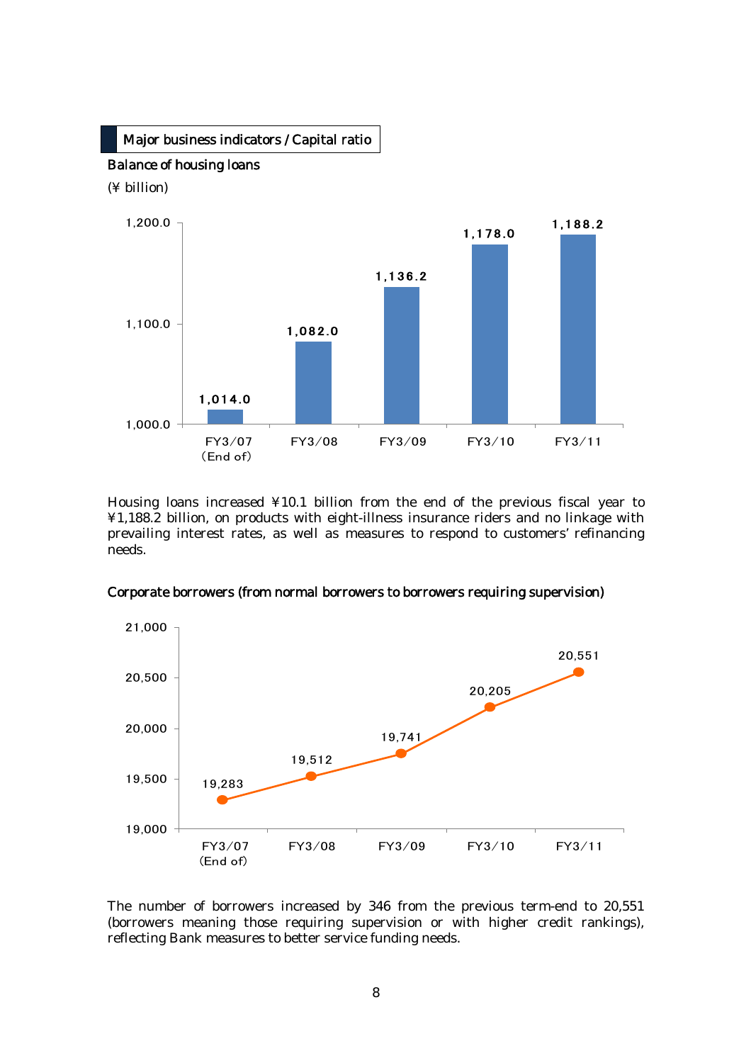## Major business indicators / Capital ratio

### Balance of housing loans

(¥ billion)

| | FY3/07 (End of) | FY3/08 | FY3/09 | FY3/10 | FY3/11 |
|---|---|---|---|---|---|
| Balance of housing loans | 1,014.0 | 1,082.0 | 1,136.2 | 1,178.0 | 1,188.2 |

Housing loans increased ¥10.1 billion from the end of the previous fiscal year to ¥1,188.2 billion, on products with eight-illness insurance riders and no linkage with prevailing interest rates, as well as measures to respond to customers' refinancing needs.

### Corporate borrowers (from normal borrowers to borrowers requiring supervision)

| | FY3/07 (End of) | FY3/08 | FY3/09 | FY3/10 | FY3/11 |
|---|---|---|---|---|---|
| Corporate borrowers | 19,283 | 19,512 | 19,741 | 20,205 | 20,551 |

The number of borrowers increased by 346 from the previous term-end to 20,551 (borrowers meaning those requiring supervision or with higher credit rankings), reflecting Bank measures to better service funding needs.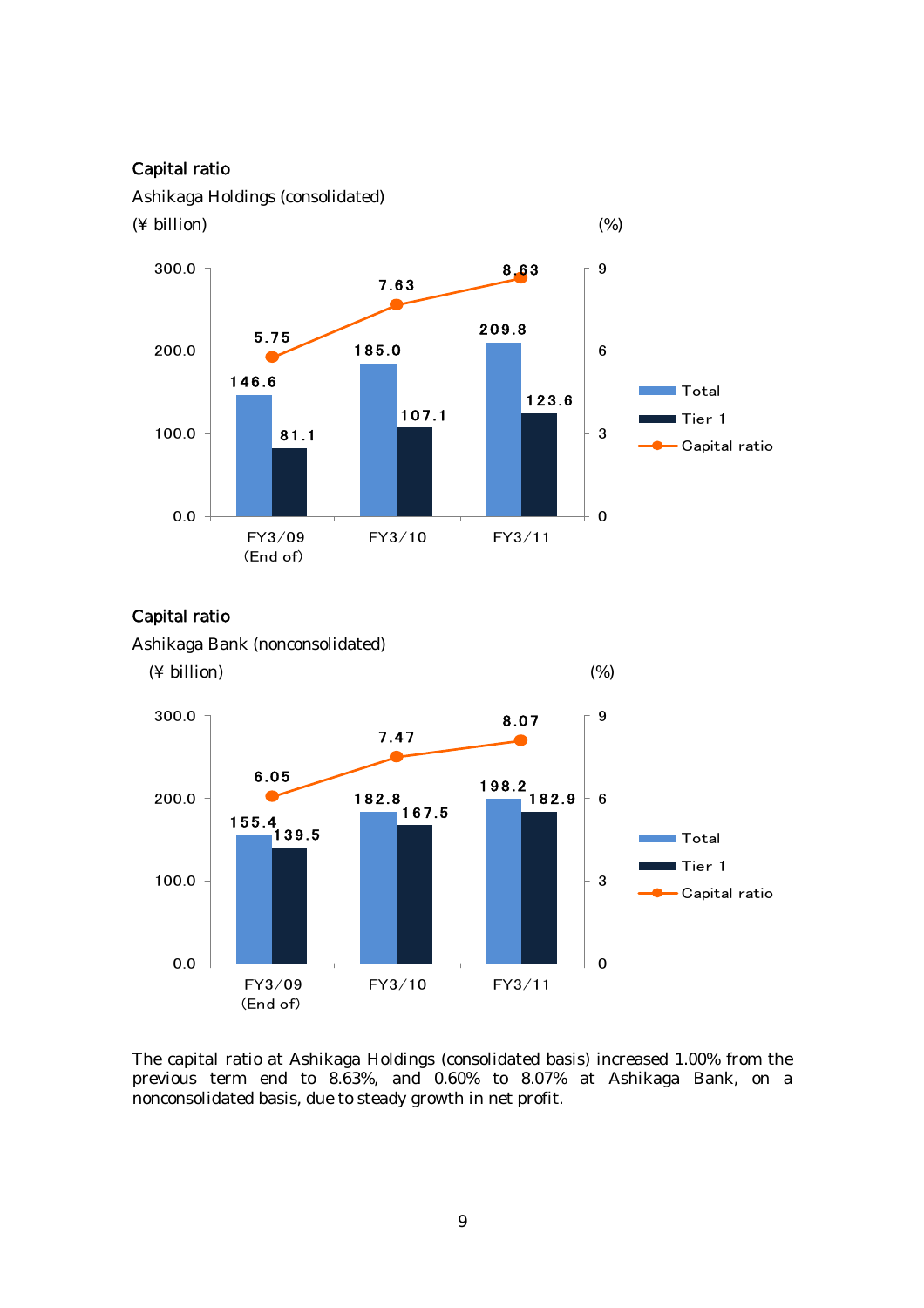## Capital ratio

Ashikaga Holdings (consolidated)

(¥ billion) (%)

| | FY3/09 (End of) | FY3/10 | FY3/11 |
|---|---|---|---|
| Total | 146.6 | 185.0 | 209.8 |
| Tier 1 | 81.1 | 107.1 | 123.6 |
| Capital ratio | 5.75 | 7.63 | 8.63 |

## Capital ratio

Ashikaga Bank (nonconsolidated)

(¥ billion) (%)

| | FY3/09 (End of) | FY3/10 | FY3/11 |
|---|---|---|---|
| Total | 155.4 | 182.8 | 198.2 |
| Tier 1 | 139.5 | 167.5 | 182.9 |
| Capital ratio | 6.05 | 7.47 | 8.07 |

The capital ratio at Ashikaga Holdings (consolidated basis) increased 1.00% from the previous term end to 8.63%, and 0.60% to 8.07% at Ashikaga Bank, on a nonconsolidated basis, due to steady growth in net profit.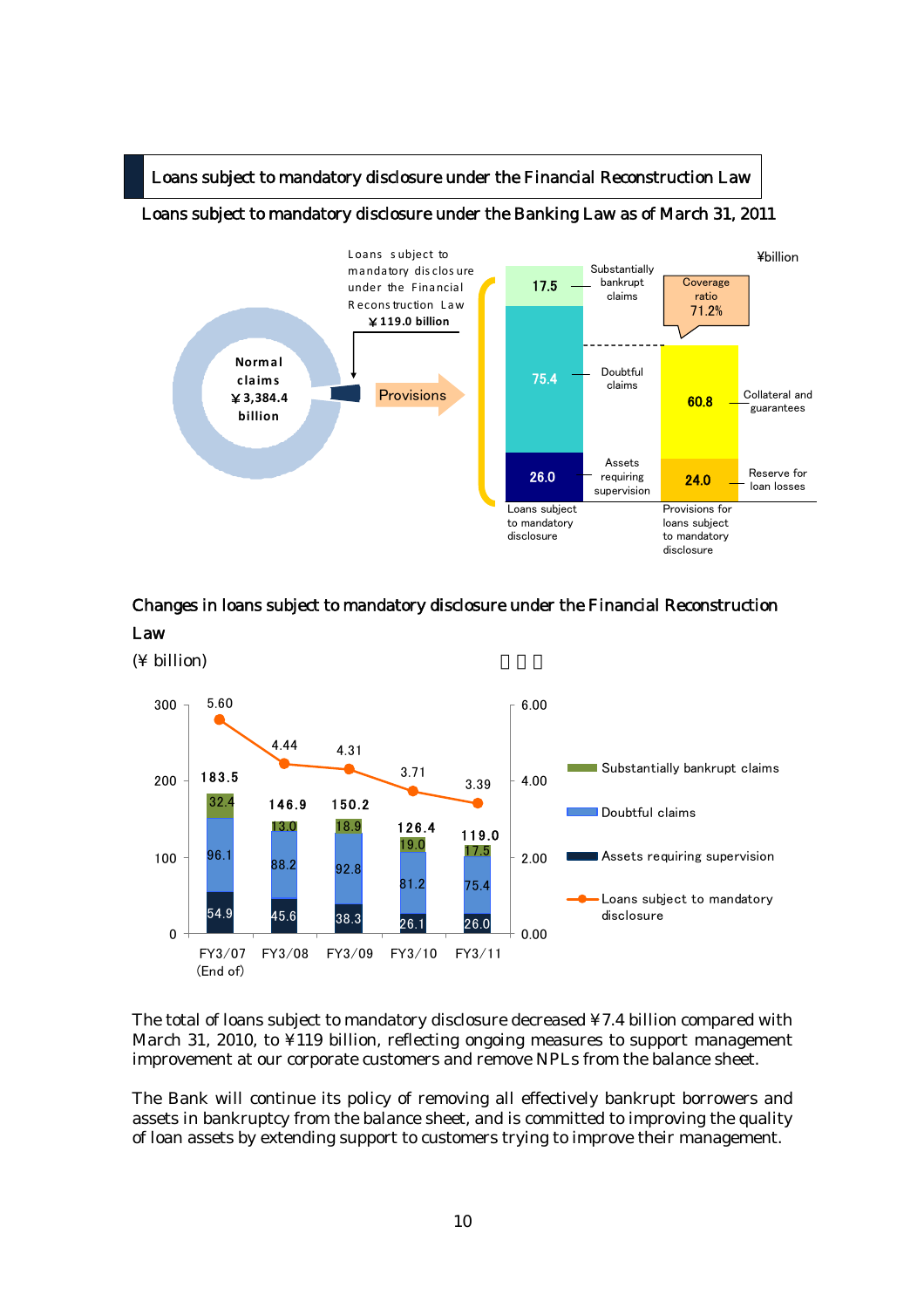## Loans subject to mandatory disclosure under the Financial Reconstruction Law

### Loans subject to mandatory disclosure under the Banking Law as of March 31, 2011

¥billion

Loans subject to mandatory disclosure under the Financial Reconstruction Law ¥119.0 billion

Normal claims ¥3,384.4 billion

Provisions

| Loans subject to mandatory disclosure | | Provisions for loans subject to mandatory disclosure | |
|---|---|---|---|
| Substantially bankrupt claims | 17.5 | Coverage ratio | 71.2% |
| Doubtful claims | 75.4 | Collateral and guarantees | 60.8 |
| Assets requiring supervision | 26.0 | Reserve for loan losses | 24.0 |

### Changes in loans subject to mandatory disclosure under the Financial Reconstruction Law

(¥ billion)

| | FY3/07 (End of) | FY3/08 | FY3/09 | FY3/10 | FY3/11 |
|---|---|---|---|---|---|
| Substantially bankrupt claims | 32.4 | 13.0 | 18.9 | 19.0 | 17.5 |
| Doubtful claims | 96.1 | 88.2 | 92.8 | 81.2 | 75.4 |
| Assets requiring supervision | 54.9 | 45.6 | 38.3 | 26.1 | 26.0 |
| Total | 183.5 | 146.9 | 150.2 | 126.4 | 119.0 |
| Loans subject to mandatory disclosure | 5.60 | 4.44 | 4.31 | 3.71 | 3.39 |

The total of loans subject to mandatory disclosure decreased ¥7.4 billion compared with March 31, 2010, to ¥119 billion, reflecting ongoing measures to support management improvement at our corporate customers and remove NPLs from the balance sheet.

The Bank will continue its policy of removing all effectively bankrupt borrowers and assets in bankruptcy from the balance sheet, and is committed to improving the quality of loan assets by extending support to customers trying to improve their management.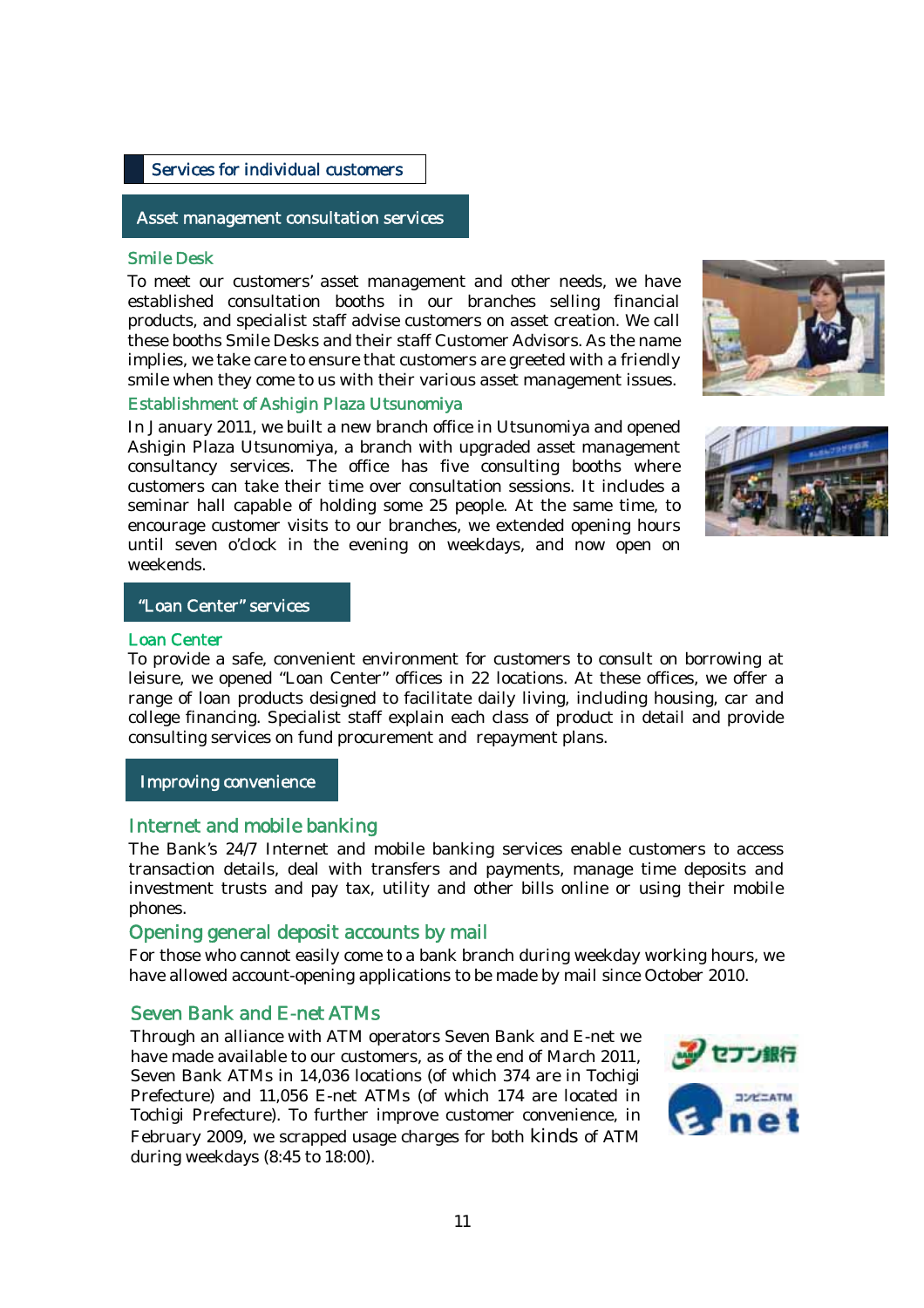## Services for individual customers

### Asset management consultation services

#### Smile Desk

To meet our customers' asset management and other needs, we have established consultation booths in our branches selling financial products, and specialist staff advise customers on asset creation. We call these booths Smile Desks and their staff Customer Advisors. As the name implies, we take care to ensure that customers are greeted with a friendly smile when they come to us with their various asset management issues.

#### Establishment of Ashigin Plaza Utsunomiya

In January 2011, we built a new branch office in Utsunomiya and opened Ashigin Plaza Utsunomiya, a branch with upgraded asset management consultancy services. The office has five consulting booths where customers can take their time over consultation sessions. It includes a seminar hall capable of holding some 25 people. At the same time, to encourage customer visits to our branches, we extended opening hours until seven o'clock in the evening on weekdays, and now open on weekends.

### "Loan Center" services

#### Loan Center

To provide a safe, convenient environment for customers to consult on borrowing at leisure, we opened "Loan Center" offices in 22 locations. At these offices, we offer a range of loan products designed to facilitate daily living, including housing, car and college financing. Specialist staff explain each class of product in detail and provide consulting services on fund procurement and repayment plans.

### Improving convenience

#### Internet and mobile banking

The Bank's 24/7 Internet and mobile banking services enable customers to access transaction details, deal with transfers and payments, manage time deposits and investment trusts and pay tax, utility and other bills online or using their mobile phones.

#### Opening general deposit accounts by mail

For those who cannot easily come to a bank branch during weekday working hours, we have allowed account-opening applications to be made by mail since October 2010.

#### Seven Bank and E-net ATMs

Through an alliance with ATM operators Seven Bank and E-net we have made available to our customers, as of the end of March 2011, Seven Bank ATMs in 14,036 locations (of which 374 are in Tochigi Prefecture) and 11,056 E-net ATMs (of which 174 are located in Tochigi Prefecture). To further improve customer convenience, in February 2009, we scrapped usage charges for both kinds of ATM during weekdays (8:45 to 18:00).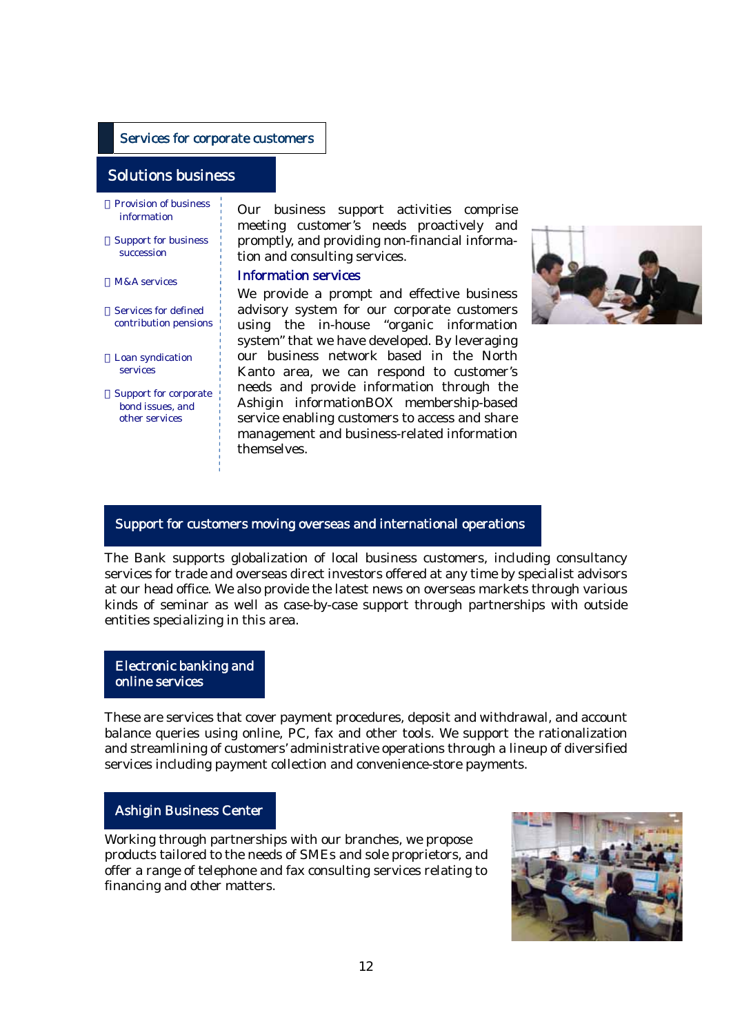## Services for corporate customers

### Solutions business

- Provision of business information
- Support for business succession
- M&A services
- Services for defined contribution pensions
- Loan syndication services
- Support for corporate bond issues, and other services

Our business support activities comprise meeting customer's needs proactively and promptly, and providing non-financial information and consulting services.

#### Information services

We provide a prompt and effective business advisory system for our corporate customers using the in-house "organic information system" that we have developed. By leveraging our business network based in the North Kanto area, we can respond to customer's needs and provide information through the Ashigin informationBOX membership-based service enabling customers to access and share management and business-related information themselves.

### Support for customers moving overseas and international operations

The Bank supports globalization of local business customers, including consultancy services for trade and overseas direct investors offered at any time by specialist advisors at our head office. We also provide the latest news on overseas markets through various kinds of seminar as well as case-by-case support through partnerships with outside entities specializing in this area.

### Electronic banking and online services

These are services that cover payment procedures, deposit and withdrawal, and account balance queries using online, PC, fax and other tools. We support the rationalization and streamlining of customers' administrative operations through a lineup of diversified services including payment collection and convenience-store payments.

### Ashigin Business Center

Working through partnerships with our branches, we propose products tailored to the needs of SMEs and sole proprietors, and offer a range of telephone and fax consulting services relating to financing and other matters.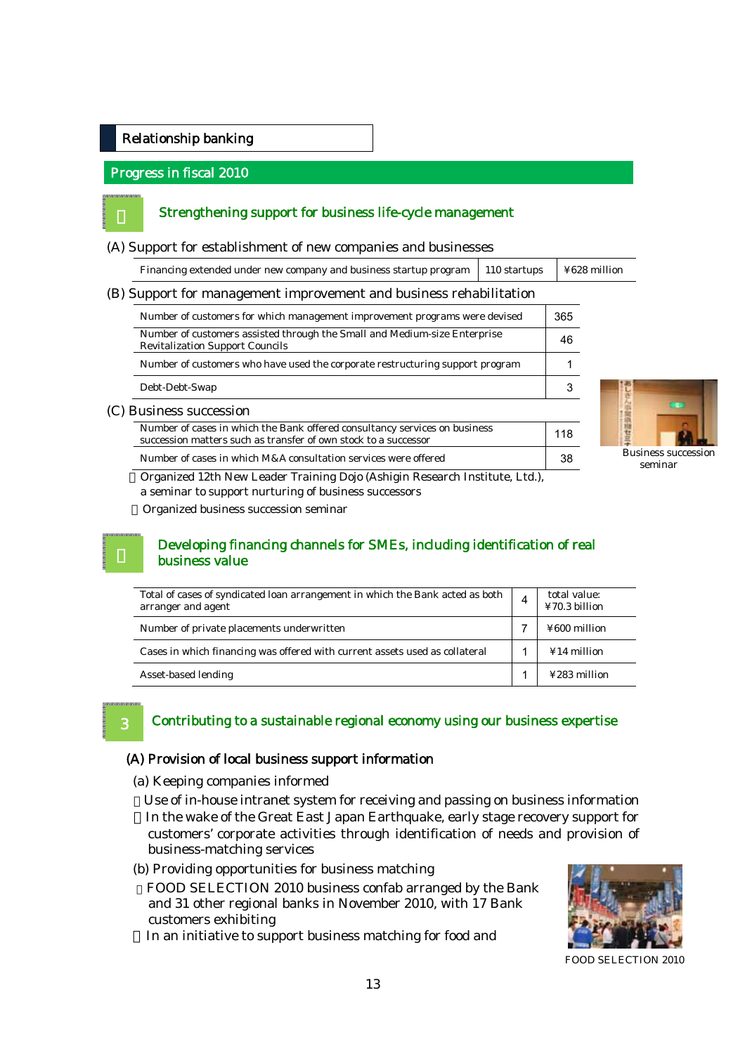## Relationship banking

### Progress in fiscal 2010

#### Strengthening support for business life-cycle management

(A) Support for establishment of new companies and businesses

| | | |
|---|---|---|
| Financing extended under new company and business startup program | 110 startups | ¥628 million |

(B) Support for management improvement and business rehabilitation

| | |
|---|---|
| Number of customers for which management improvement programs were devised | 365 |
| Number of customers assisted through the Small and Medium-size Enterprise Revitalization Support Councils | 46 |
| Number of customers who have used the corporate restructuring support program | 1 |
| Debt-Debt-Swap | 3 |

(C) Business succession

| | |
|---|---|
| Number of cases in which the Bank offered consultancy services on business succession matters such as transfer of own stock to a successor | 118 |
| Number of cases in which M&A consultation services were offered | 38 |

- Organized 12th New Leader Training Dojo (Ashigin Research Institute, Ltd.), a seminar to support nurturing of business successors
- Organized business succession seminar

Business succession seminar

#### Developing financing channels for SMEs, including identification of real business value

| | | |
|---|---|---|
| Total of cases of syndicated loan arrangement in which the Bank acted as both arranger and agent | 4 | total value: ¥70.3 billion |
| Number of private placements underwritten | 7 | ¥600 million |
| Cases in which financing was offered with current assets used as collateral | 1 | ¥14 million |
| Asset-based lending | 1 | ¥283 million |

#### 3 Contributing to a sustainable regional economy using our business expertise

**(A) Provision of local business support information**

(a) Keeping companies informed

- Use of in-house intranet system for receiving and passing on business information
- In the wake of the Great East Japan Earthquake, early stage recovery support for customers' corporate activities through identification of needs and provision of business-matching services

(b) Providing opportunities for business matching

- FOOD SELECTION 2010 business confab arranged by the Bank and 31 other regional banks in November 2010, with 17 Bank customers exhibiting
- In an initiative to support business matching for food and

FOOD SELECTION 2010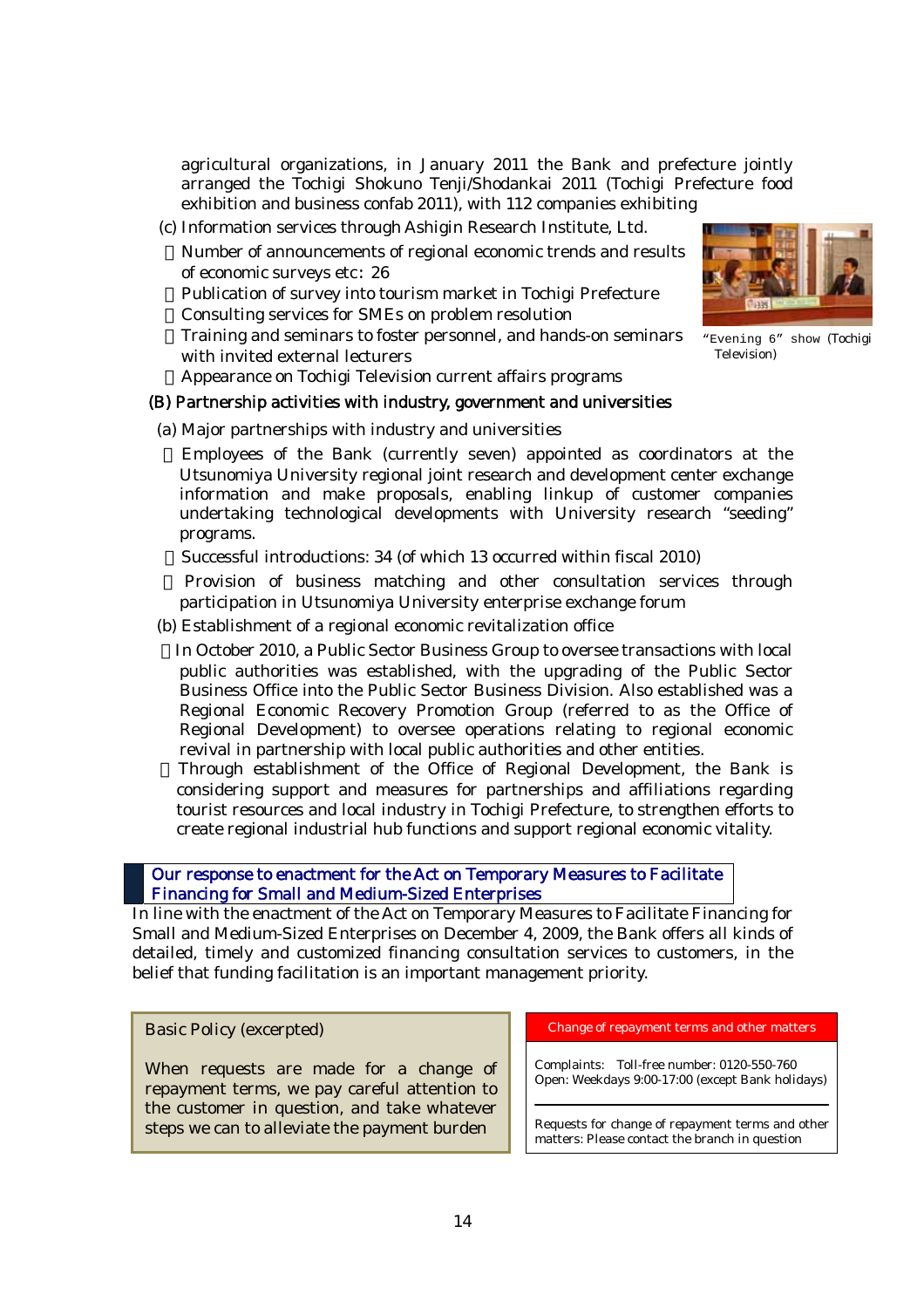agricultural organizations, in January 2011 the Bank and prefecture jointly arranged the Tochigi Shokuno Tenji/Shodankai 2011 (Tochigi Prefecture food exhibition and business confab 2011), with 112 companies exhibiting

(c) Information services through Ashigin Research Institute, Ltd.

- Number of announcements of regional economic trends and results of economic surveys etc: 26
- Publication of survey into tourism market in Tochigi Prefecture
- Consulting services for SMEs on problem resolution
- Training and seminars to foster personnel, and hands-on seminars with invited external lecturers
- Appearance on Tochigi Television current affairs programs

"Evening 6" show (Tochigi Television)

### (B) Partnership activities with industry, government and universities

(a) Major partnerships with industry and universities

- Employees of the Bank (currently seven) appointed as coordinators at the Utsunomiya University regional joint research and development center exchange information and make proposals, enabling linkup of customer companies undertaking technological developments with University research "seeding" programs.
- Successful introductions: 34 (of which 13 occurred within fiscal 2010)
- Provision of business matching and other consultation services through participation in Utsunomiya University enterprise exchange forum

(b) Establishment of a regional economic revitalization office

- In October 2010, a Public Sector Business Group to oversee transactions with local public authorities was established, with the upgrading of the Public Sector Business Office into the Public Sector Business Division. Also established was a Regional Economic Recovery Promotion Group (referred to as the Office of Regional Development) to oversee operations relating to regional economic revival in partnership with local public authorities and other entities.
- Through establishment of the Office of Regional Development, the Bank is considering support and measures for partnerships and affiliations regarding tourist resources and local industry in Tochigi Prefecture, to strengthen efforts to create regional industrial hub functions and support regional economic vitality.

## Our response to enactment for the Act on Temporary Measures to Facilitate Financing for Small and Medium-Sized Enterprises

In line with the enactment of the Act on Temporary Measures to Facilitate Financing for Small and Medium-Sized Enterprises on December 4, 2009, the Bank offers all kinds of detailed, timely and customized financing consultation services to customers, in the belief that funding facilitation is an important management priority.

**Basic Policy (excerpted)**

When requests are made for a change of repayment terms, we pay careful attention to the customer in question, and take whatever steps we can to alleviate the payment burden

**Change of repayment terms and other matters**

Complaints: Toll-free number: 0120-550-760
Open: Weekdays 9:00-17:00 (except Bank holidays)

Requests for change of repayment terms and other matters: Please contact the branch in question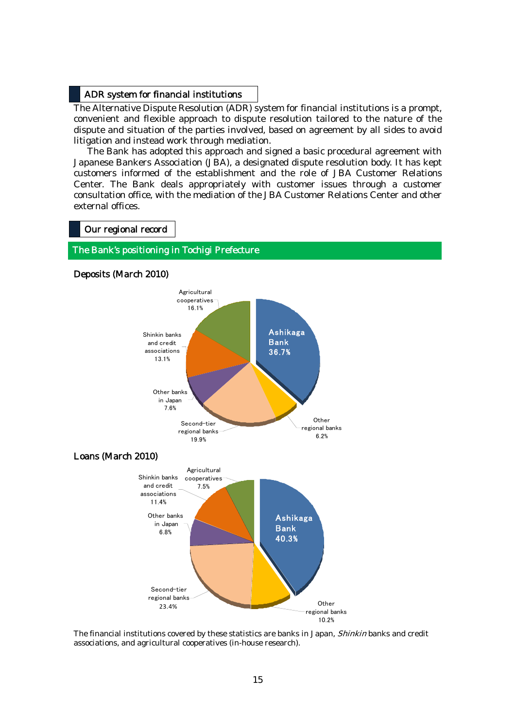## ADR system for financial institutions

The Alternative Dispute Resolution (ADR) system for financial institutions is a prompt, convenient and flexible approach to dispute resolution tailored to the nature of the dispute and situation of the parties involved, based on agreement by all sides to avoid litigation and instead work through mediation.

The Bank has adopted this approach and signed a basic procedural agreement with Japanese Bankers Association (JBA), a designated dispute resolution body. It has kept customers informed of the establishment and the role of JBA Customer Relations Center. The Bank deals appropriately with customer issues through a customer consultation office, with the mediation of the JBA Customer Relations Center and other external offices.

## Our regional record

### The Bank's positioning in Tochigi Prefecture

**Deposits (March 2010)**

| Institution | Share |
|---|---|
| Ashikaga Bank | 36.7% |
| Other regional banks | 6.2% |
| Second-tier regional banks | 19.9% |
| Other banks in Japan | 7.6% |
| Shinkin banks and credit associations | 13.1% |
| Agricultural cooperatives | 16.1% |

**Loans (March 2010)**

| Institution | Share |
|---|---|
| Ashikaga Bank | 40.3% |
| Other regional banks | 10.2% |
| Second-tier regional banks | 23.4% |
| Other banks in Japan | 6.8% |
| Shinkin banks and credit associations | 11.4% |
| Agricultural cooperatives | 7.5% |

The financial institutions covered by these statistics are banks in Japan, *Shinkin* banks and credit associations, and agricultural cooperatives (in-house research).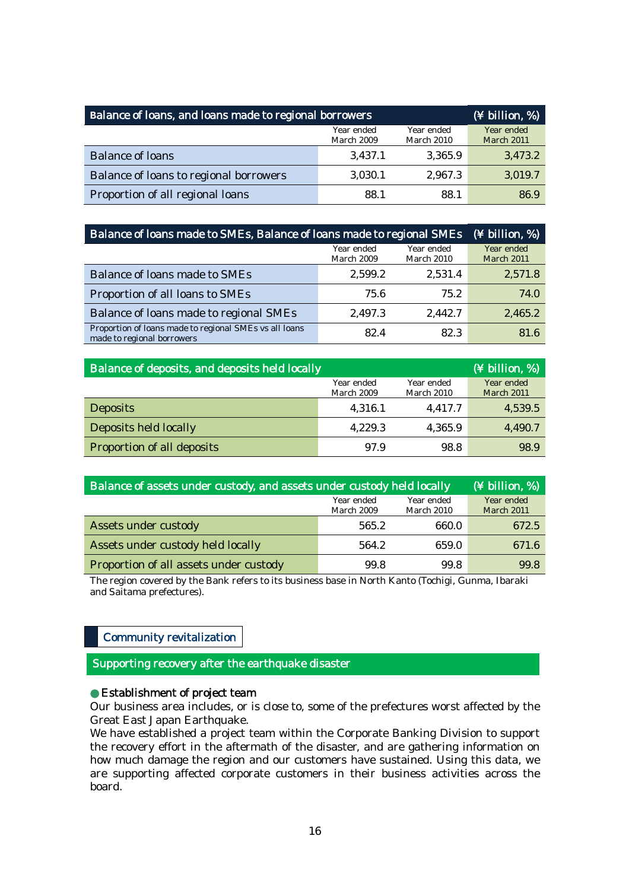| Balance of loans, and loans made to regional borrowers | | | (¥ billion, %) |
|---|---|---|---|
| | Year ended March 2009 | Year ended March 2010 | Year ended March 2011 |
| Balance of loans | 3,437.1 | 3,365.9 | 3,473.2 |
| Balance of loans to regional borrowers | 3,030.1 | 2,967.3 | 3,019.7 |
| Proportion of all regional loans | 88.1 | 88.1 | 86.9 |

| Balance of loans made to SMEs, Balance of loans made to regional SMEs | | | (¥ billion, %) |
|---|---|---|---|
| | Year ended March 2009 | Year ended March 2010 | Year ended March 2011 |
| Balance of loans made to SMEs | 2,599.2 | 2,531.4 | 2,571.8 |
| Proportion of all loans to SMEs | 75.6 | 75.2 | 74.0 |
| Balance of loans made to regional SMEs | 2,497.3 | 2,442.7 | 2,465.2 |
| Proportion of loans made to regional SMEs vs all loans made to regional borrowers | 82.4 | 82.3 | 81.6 |

| Balance of deposits, and deposits held locally | | | (¥ billion, %) |
|---|---|---|---|
| | Year ended March 2009 | Year ended March 2010 | Year ended March 2011 |
| Deposits | 4,316.1 | 4,417.7 | 4,539.5 |
| Deposits held locally | 4,229.3 | 4,365.9 | 4,490.7 |
| Proportion of all deposits | 97.9 | 98.8 | 98.9 |

| Balance of assets under custody, and assets under custody held locally | | | (¥ billion, %) |
|---|---|---|---|
| | Year ended March 2009 | Year ended March 2010 | Year ended March 2011 |
| Assets under custody | 565.2 | 660.0 | 672.5 |
| Assets under custody held locally | 564.2 | 659.0 | 671.6 |
| Proportion of all assets under custody | 99.8 | 99.8 | 99.8 |

The region covered by the Bank refers to its business base in North Kanto (Tochigi, Gunma, Ibaraki and Saitama prefectures).

## Community revitalization

### Supporting recovery after the earthquake disaster

**● Establishment of project team**

Our business area includes, or is close to, some of the prefectures worst affected by the Great East Japan Earthquake.

We have established a project team within the Corporate Banking Division to support the recovery effort in the aftermath of the disaster, and are gathering information on how much damage the region and our customers have sustained. Using this data, we are supporting affected corporate customers in their business activities across the board.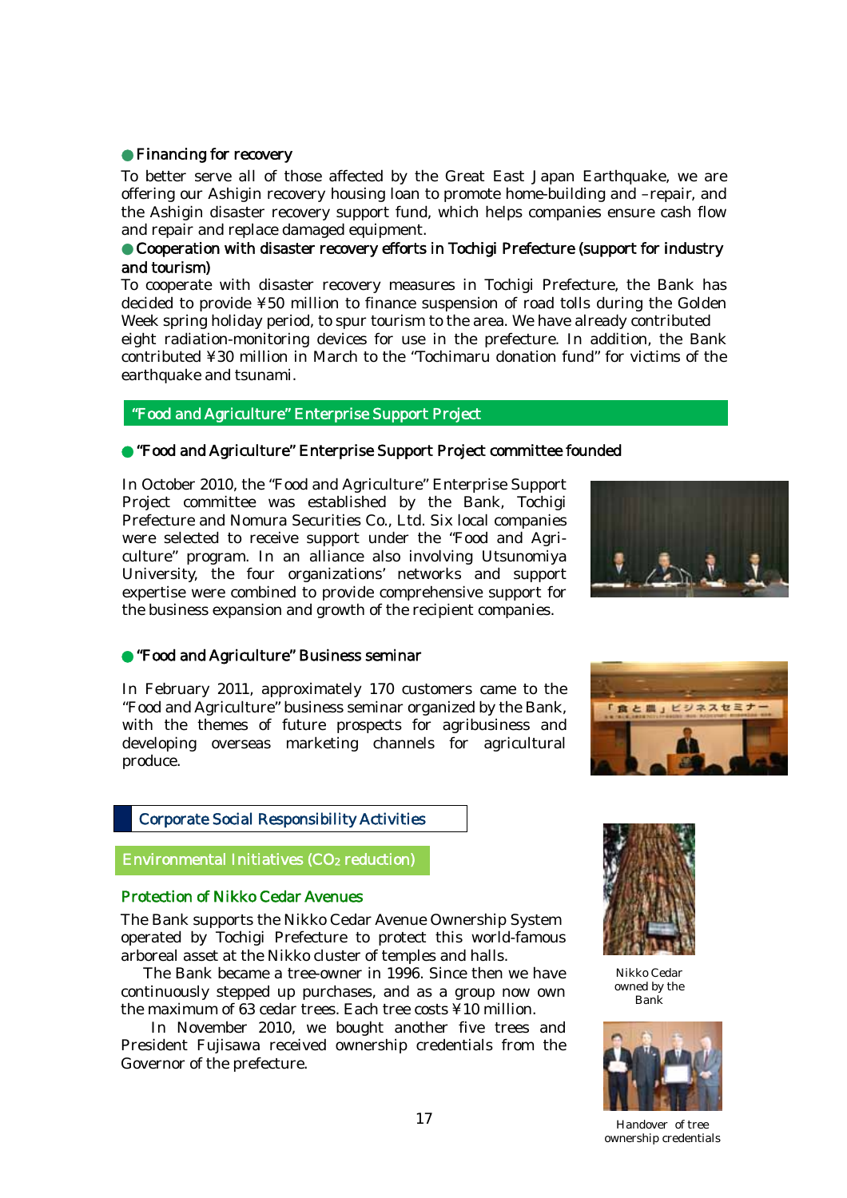● **Financing for recovery**

To better serve all of those affected by the Great East Japan Earthquake, we are offering our Ashigin recovery housing loan to promote home-building and –repair, and the Ashigin disaster recovery support fund, which helps companies ensure cash flow and repair and replace damaged equipment.

● **Cooperation with disaster recovery efforts in Tochigi Prefecture (support for industry and tourism)**

To cooperate with disaster recovery measures in Tochigi Prefecture, the Bank has decided to provide ¥50 million to finance suspension of road tolls during the Golden Week spring holiday period, to spur tourism to the area. We have already contributed eight radiation-monitoring devices for use in the prefecture. In addition, the Bank contributed ¥30 million in March to the "Tochimaru donation fund" for victims of the earthquake and tsunami.

## "Food and Agriculture" Enterprise Support Project

● **"Food and Agriculture" Enterprise Support Project committee founded**

In October 2010, the "Food and Agriculture" Enterprise Support Project committee was established by the Bank, Tochigi Prefecture and Nomura Securities Co., Ltd. Six local companies were selected to receive support under the "Food and Agriculture" program. In an alliance also involving Utsunomiya University, the four organizations' networks and support expertise were combined to provide comprehensive support for the business expansion and growth of the recipient companies.

● **"Food and Agriculture" Business seminar**

In February 2011, approximately 170 customers came to the "Food and Agriculture" business seminar organized by the Bank, with the themes of future prospects for agribusiness and developing overseas marketing channels for agricultural produce.

## Corporate Social Responsibility Activities

### Environmental Initiatives ($CO_2$ reduction)

#### Protection of Nikko Cedar Avenues

The Bank supports the Nikko Cedar Avenue Ownership System operated by Tochigi Prefecture to protect this world-famous arboreal asset at the Nikko cluster of temples and halls.

The Bank became a tree-owner in 1996. Since then we have continuously stepped up purchases, and as a group now own the maximum of 63 cedar trees. Each tree costs ¥10 million.

In November 2010, we bought another five trees and President Fujisawa received ownership credentials from the Governor of the prefecture.

Nikko Cedar owned by the Bank

Handover of tree ownership credentials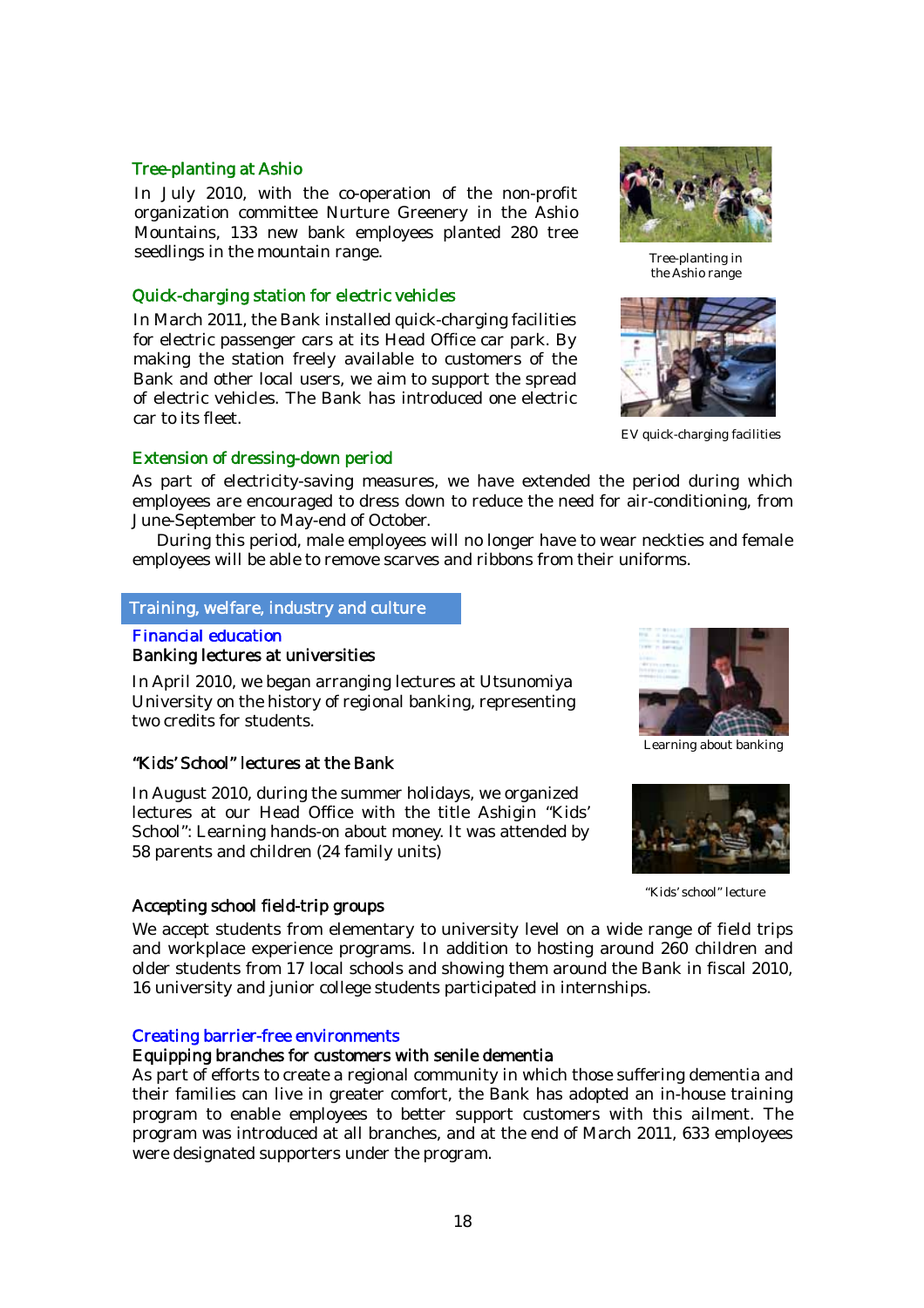### Tree-planting at Ashio

In July 2010, with the co-operation of the non-profit organization committee Nurture Greenery in the Ashio Mountains, 133 new bank employees planted 280 tree seedlings in the mountain range.

Tree-planting in the Ashio range

### Quick-charging station for electric vehicles

In March 2011, the Bank installed quick-charging facilities for electric passenger cars at its Head Office car park. By making the station freely available to customers of the Bank and other local users, we aim to support the spread of electric vehicles. The Bank has introduced one electric car to its fleet.

EV quick-charging facilities

### Extension of dressing-down period

As part of electricity-saving measures, we have extended the period during which employees are encouraged to dress down to reduce the need for air-conditioning, from June-September to May-end of October.

During this period, male employees will no longer have to wear neckties and female employees will be able to remove scarves and ribbons from their uniforms.

## Training, welfare, industry and culture

### Financial education

#### Banking lectures at universities

In April 2010, we began arranging lectures at Utsunomiya University on the history of regional banking, representing two credits for students.

Learning about banking

#### "Kids' School" lectures at the Bank

In August 2010, during the summer holidays, we organized lectures at our Head Office with the title Ashigin "Kids' School": Learning hands-on about money. It was attended by 58 parents and children (24 family units)

"Kids' school" lecture

#### Accepting school field-trip groups

We accept students from elementary to university level on a wide range of field trips and workplace experience programs. In addition to hosting around 260 children and older students from 17 local schools and showing them around the Bank in fiscal 2010, 16 university and junior college students participated in internships.

### Creating barrier-free environments

#### Equipping branches for customers with senile dementia

As part of efforts to create a regional community in which those suffering dementia and their families can live in greater comfort, the Bank has adopted an in-house training program to enable employees to better support customers with this ailment. The program was introduced at all branches, and at the end of March 2011, 633 employees were designated supporters under the program.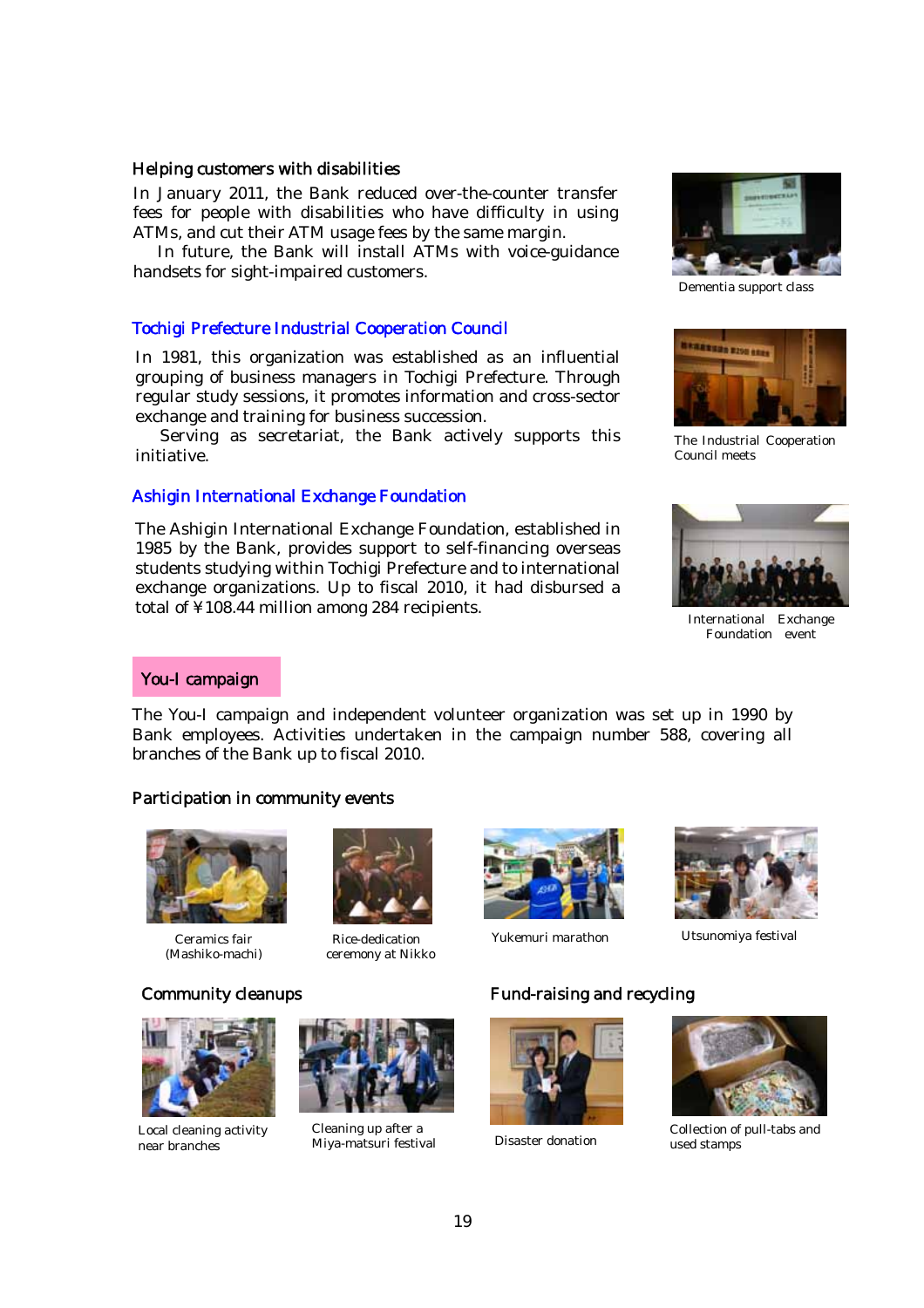### Helping customers with disabilities

In January 2011, the Bank reduced over-the-counter transfer fees for people with disabilities who have difficulty in using ATMs, and cut their ATM usage fees by the same margin.

In future, the Bank will install ATMs with voice-guidance handsets for sight-impaired customers.

Dementia support class

### Tochigi Prefecture Industrial Cooperation Council

In 1981, this organization was established as an influential grouping of business managers in Tochigi Prefecture. Through regular study sessions, it promotes information and cross-sector exchange and training for business succession.

Serving as secretariat, the Bank actively supports this initiative.

The Industrial Cooperation Council meets

### Ashigin International Exchange Foundation

The Ashigin International Exchange Foundation, established in 1985 by the Bank, provides support to self-financing overseas students studying within Tochigi Prefecture and to international exchange organizations. Up to fiscal 2010, it had disbursed a total of ¥108.44 million among 284 recipients.

International Exchange Foundation event

## You-I campaign

The You-I campaign and independent volunteer organization was set up in 1990 by Bank employees. Activities undertaken in the campaign number 588, covering all branches of the Bank up to fiscal 2010.

### Participation in community events

Ceramics fair (Mashiko-machi)

Rice-dedication ceremony at Nikko

Yukemuri marathon

Utsunomiya festival

### Community cleanups

Local cleaning activity near branches

Cleaning up after a Miya-matsuri festival

### Fund-raising and recycling

Disaster donation

Collection of pull-tabs and used stamps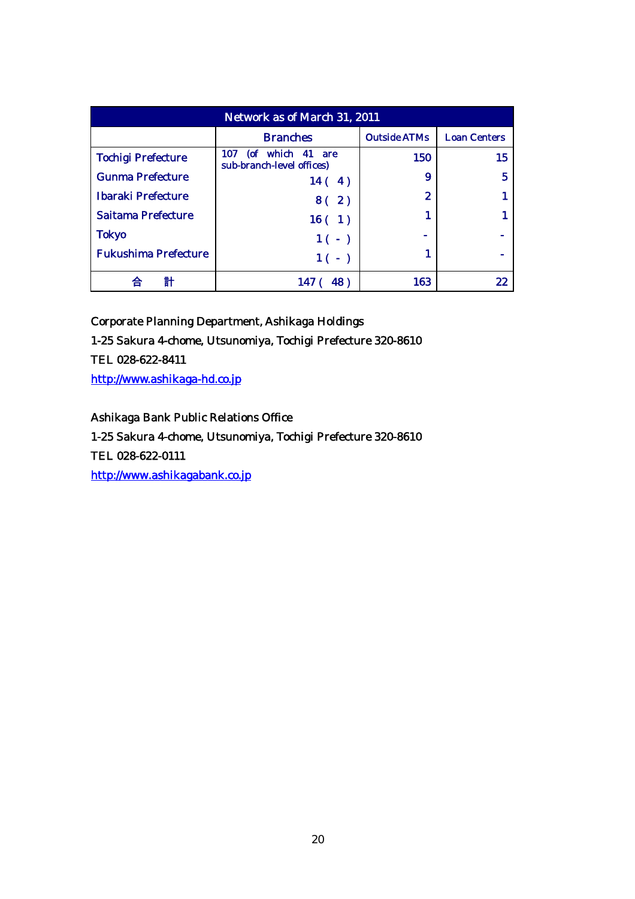| Network as of March 31, 2011 | | | |
|---|---|---|---|
| | Branches | Outside ATMs | Loan Centers |
| Tochigi Prefecture | 107 (of which 41 are sub-branch-level offices) | 150 | 15 |
| Gunma Prefecture | 14 ( 4 ) | 9 | 5 |
| Ibaraki Prefecture | 8 ( 2 ) | 2 | 1 |
| Saitama Prefecture | 16 ( 1 ) | 1 | 1 |
| Tokyo | 1 ( - ) | - | - |
| Fukushima Prefecture | 1 ( - ) | 1 | - |
| 合　　計 | 147 ( 48 ) | 163 | 22 |

Corporate Planning Department, Ashikaga Holdings
1-25 Sakura 4-chome, Utsunomiya, Tochigi Prefecture 320-8610
TEL 028-622-8411
http://www.ashikaga-hd.co.jp

Ashikaga Bank Public Relations Office
1-25 Sakura 4-chome, Utsunomiya, Tochigi Prefecture 320-8610
TEL 028-622-0111
http://www.ashikagabank.co.jp